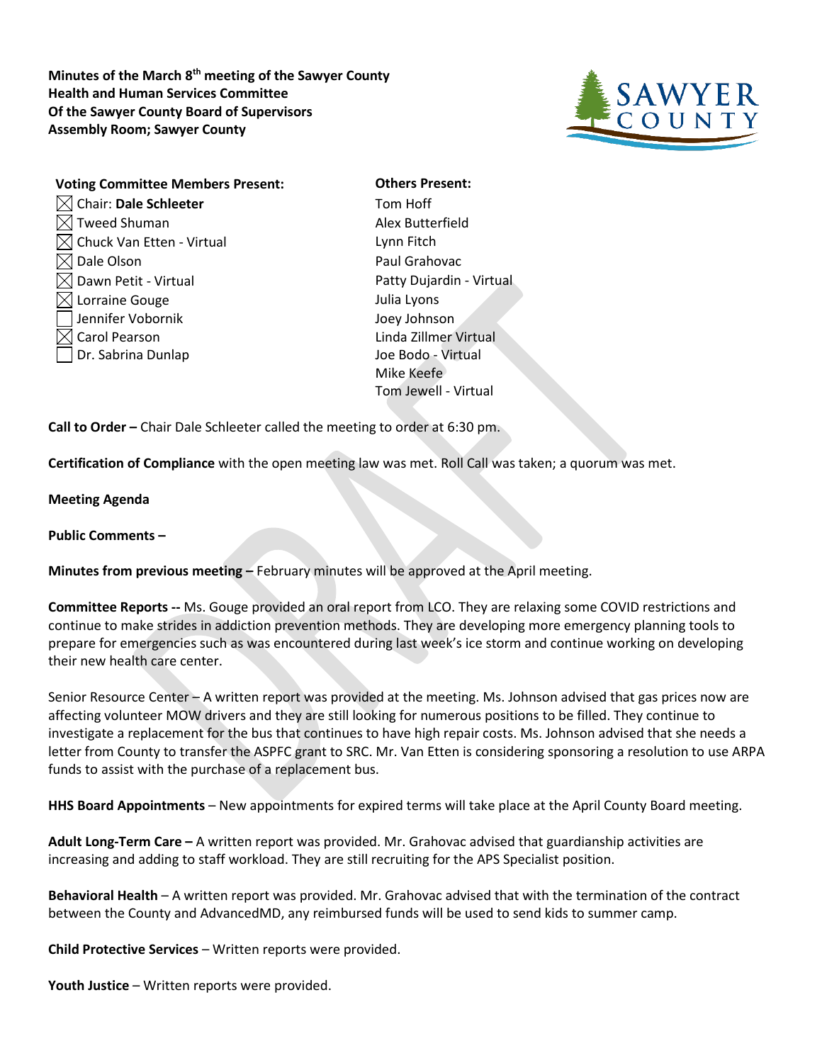**Minutes of the March 8th meeting of the Sawyer County Health and Human Services Committee Of the Sawyer County Board of Supervisors Assembly Room; Sawyer County**

**Voting Committee Members Present:**

- ☒ Chair: **Dale Schleeter**
- ☒ Tweed Shuman
- ☒ Chuck Van Etten - Virtual
- ☒ Dale Olson
- ☒ Dawn Petit - Virtual
- ☒ Lorraine Gouge
- ☐ Jennifer Vobornik
- ☒ Carol Pearson
- ☐ Dr. Sabrina Dunlap

**Others Present:**

Tom Hoff
Alex Butterfield
Lynn Fitch
Paul Grahovac
Patty Dujardin - Virtual
Julia Lyons
Joey Johnson
Linda Zillmer Virtual
Joe Bodo - Virtual
Mike Keefe
Tom Jewell - Virtual

**Call to Order –** Chair Dale Schleeter called the meeting to order at 6:30 pm.

**Certification of Compliance** with the open meeting law was met. Roll Call was taken; a quorum was met.

**Meeting Agenda**

**Public Comments –**

**Minutes from previous meeting –** February minutes will be approved at the April meeting.

**Committee Reports --** Ms. Gouge provided an oral report from LCO. They are relaxing some COVID restrictions and continue to make strides in addiction prevention methods. They are developing more emergency planning tools to prepare for emergencies such as was encountered during last week's ice storm and continue working on developing their new health care center.

Senior Resource Center – A written report was provided at the meeting. Ms. Johnson advised that gas prices now are affecting volunteer MOW drivers and they are still looking for numerous positions to be filled. They continue to investigate a replacement for the bus that continues to have high repair costs. Ms. Johnson advised that she needs a letter from County to transfer the ASPFC grant to SRC. Mr. Van Etten is considering sponsoring a resolution to use ARPA funds to assist with the purchase of a replacement bus.

**HHS Board Appointments** – New appointments for expired terms will take place at the April County Board meeting.

**Adult Long-Term Care –** A written report was provided. Mr. Grahovac advised that guardianship activities are increasing and adding to staff workload. They are still recruiting for the APS Specialist position.

**Behavioral Health** – A written report was provided. Mr. Grahovac advised that with the termination of the contract between the County and AdvancedMD, any reimbursed funds will be used to send kids to summer camp.

**Child Protective Services** – Written reports were provided.

**Youth Justice** – Written reports were provided.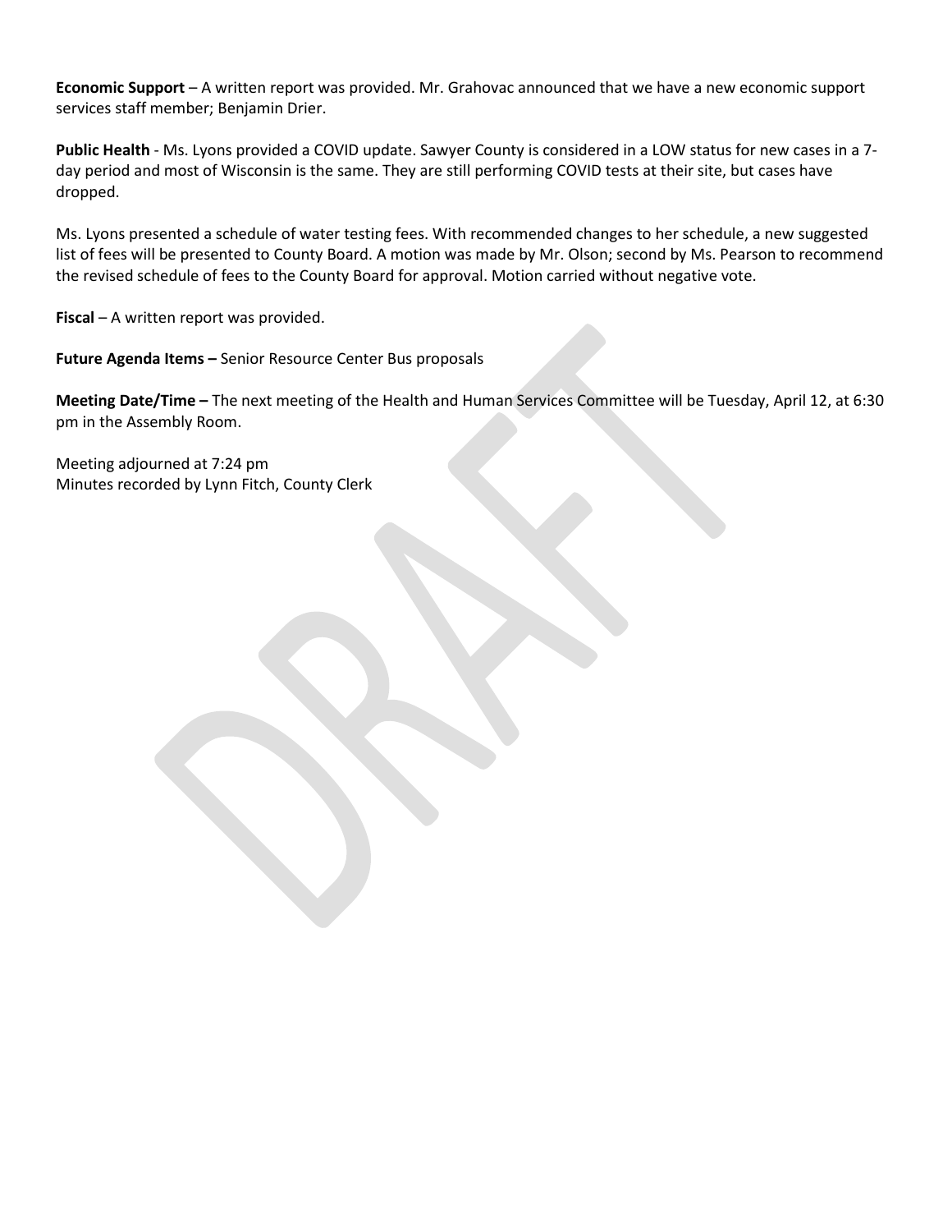**Economic Support** – A written report was provided. Mr. Grahovac announced that we have a new economic support services staff member; Benjamin Drier.

**Public Health** - Ms. Lyons provided a COVID update. Sawyer County is considered in a LOW status for new cases in a 7-day period and most of Wisconsin is the same. They are still performing COVID tests at their site, but cases have dropped.

Ms. Lyons presented a schedule of water testing fees. With recommended changes to her schedule, a new suggested list of fees will be presented to County Board. A motion was made by Mr. Olson; second by Ms. Pearson to recommend the revised schedule of fees to the County Board for approval. Motion carried without negative vote.

**Fiscal** – A written report was provided.

**Future Agenda Items –** Senior Resource Center Bus proposals

**Meeting Date/Time –** The next meeting of the Health and Human Services Committee will be Tuesday, April 12, at 6:30 pm in the Assembly Room.

Meeting adjourned at 7:24 pm
Minutes recorded by Lynn Fitch, County Clerk

DRAFT